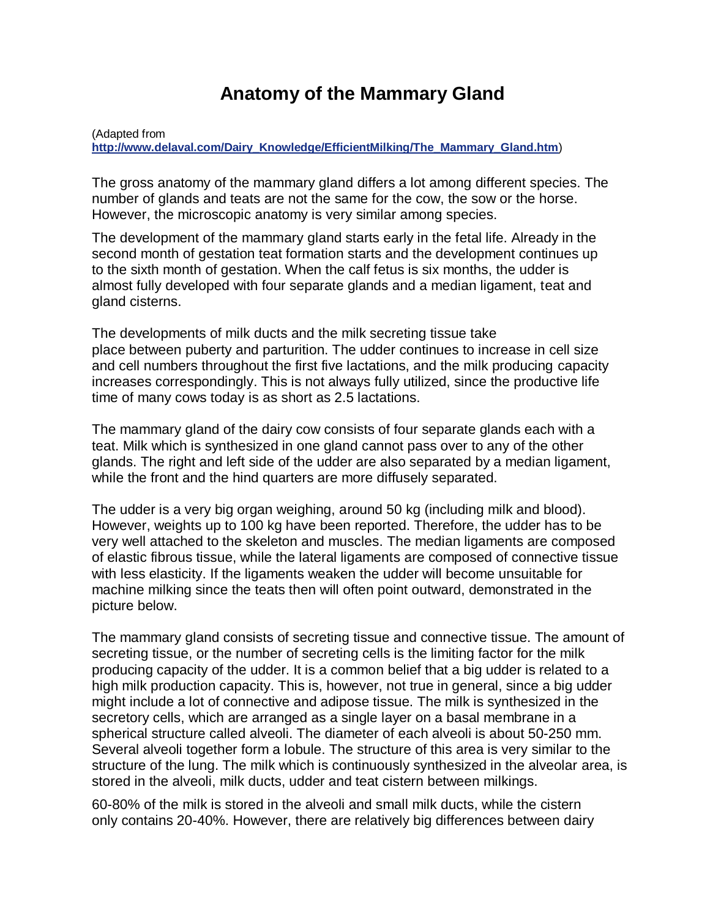# Anatomy of the Mammary Gland

(Adapted from **http://www.delaval.com/Dairy_Knowledge/EfficientMilking/The_Mammary_Gland.htm**)

The gross anatomy of the mammary gland differs a lot among different species. The number of glands and teats are not the same for the cow, the sow or the horse. However, the microscopic anatomy is very similar among species.

The development of the mammary gland starts early in the fetal life. Already in the second month of gestation teat formation starts and the development continues up to the sixth month of gestation. When the calf fetus is six months, the udder is almost fully developed with four separate glands and a median ligament, teat and gland cisterns.

The developments of milk ducts and the milk secreting tissue take place between puberty and parturition. The udder continues to increase in cell size and cell numbers throughout the first five lactations, and the milk producing capacity increases correspondingly. This is not always fully utilized, since the productive life time of many cows today is as short as 2.5 lactations.

The mammary gland of the dairy cow consists of four separate glands each with a teat. Milk which is synthesized in one gland cannot pass over to any of the other glands. The right and left side of the udder are also separated by a median ligament, while the front and the hind quarters are more diffusely separated.

The udder is a very big organ weighing, around 50 kg (including milk and blood). However, weights up to 100 kg have been reported. Therefore, the udder has to be very well attached to the skeleton and muscles. The median ligaments are composed of elastic fibrous tissue, while the lateral ligaments are composed of connective tissue with less elasticity. If the ligaments weaken the udder will become unsuitable for machine milking since the teats then will often point outward, demonstrated in the picture below.

The mammary gland consists of secreting tissue and connective tissue. The amount of secreting tissue, or the number of secreting cells is the limiting factor for the milk producing capacity of the udder. It is a common belief that a big udder is related to a high milk production capacity. This is, however, not true in general, since a big udder might include a lot of connective and adipose tissue. The milk is synthesized in the secretory cells, which are arranged as a single layer on a basal membrane in a spherical structure called alveoli. The diameter of each alveoli is about 50-250 mm. Several alveoli together form a lobule. The structure of this area is very similar to the structure of the lung. The milk which is continuously synthesized in the alveolar area, is stored in the alveoli, milk ducts, udder and teat cistern between milkings.

60-80% of the milk is stored in the alveoli and small milk ducts, while the cistern only contains 20-40%. However, there are relatively big differences between dairy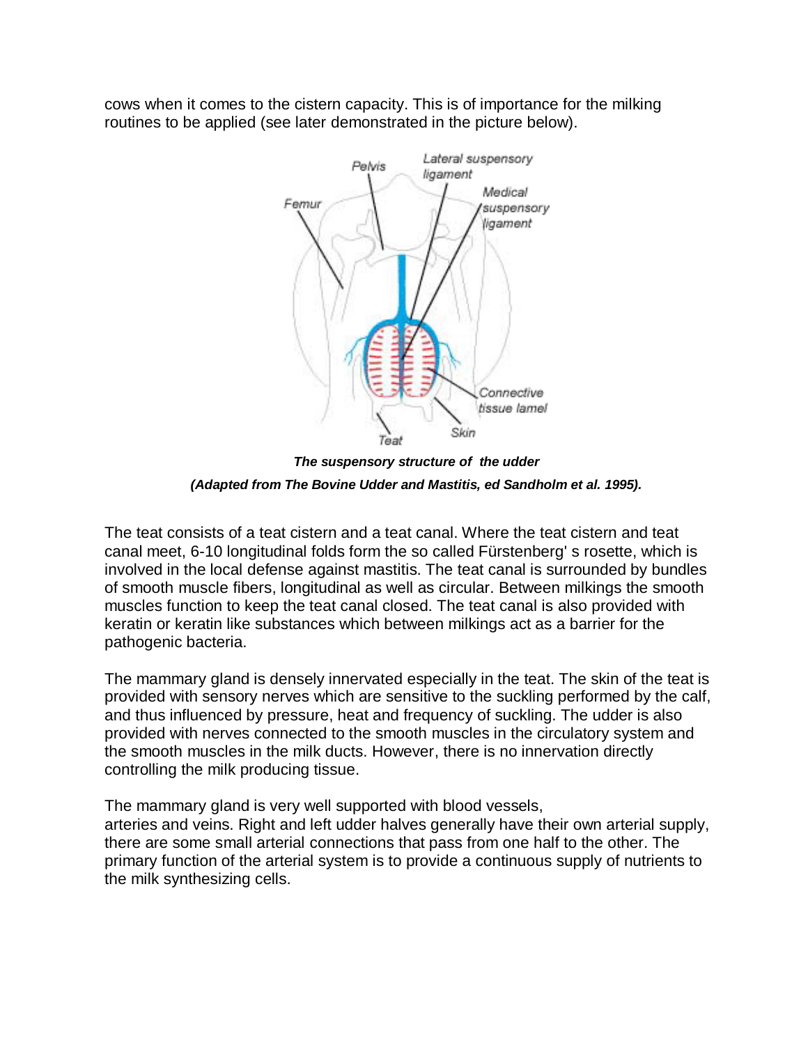cows when it comes to the cistern capacity. This is of importance for the milking routines to be applied (see later demonstrated in the picture below).

***The suspensory structure of the udder***

***(Adapted from The Bovine Udder and Mastitis, ed Sandholm et al. 1995).***

The teat consists of a teat cistern and a teat canal. Where the teat cistern and teat canal meet, 6-10 longitudinal folds form the so called Fürstenberg' s rosette, which is involved in the local defense against mastitis. The teat canal is surrounded by bundles of smooth muscle fibers, longitudinal as well as circular. Between milkings the smooth muscles function to keep the teat canal closed. The teat canal is also provided with keratin or keratin like substances which between milkings act as a barrier for the pathogenic bacteria.

The mammary gland is densely innervated especially in the teat. The skin of the teat is provided with sensory nerves which are sensitive to the suckling performed by the calf, and thus influenced by pressure, heat and frequency of suckling. The udder is also provided with nerves connected to the smooth muscles in the circulatory system and the smooth muscles in the milk ducts. However, there is no innervation directly controlling the milk producing tissue.

The mammary gland is very well supported with blood vessels, arteries and veins. Right and left udder halves generally have their own arterial supply, there are some small arterial connections that pass from one half to the other. The primary function of the arterial system is to provide a continuous supply of nutrients to the milk synthesizing cells.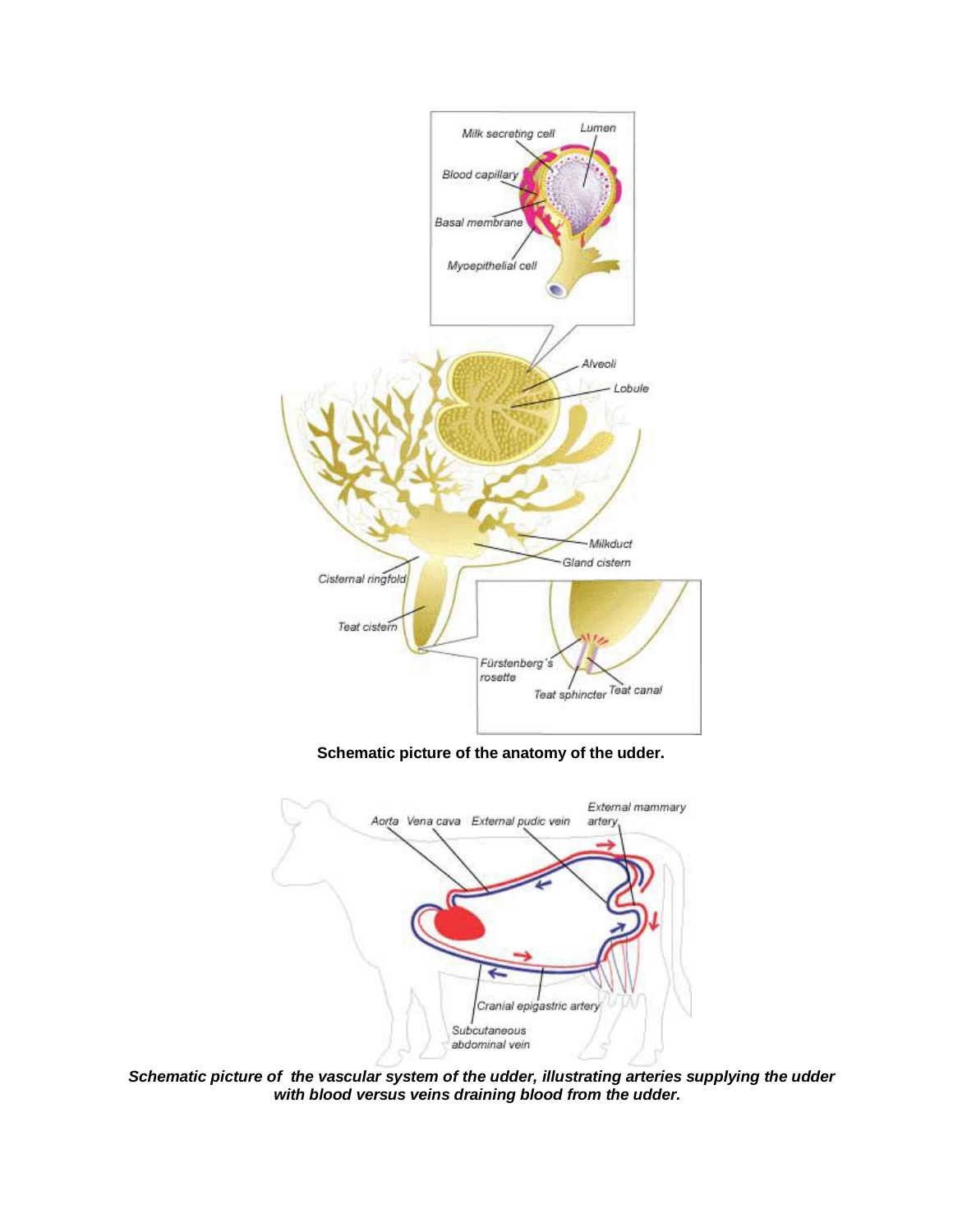**Schematic picture of the anatomy of the udder.**

***Schematic picture of the vascular system of the udder, illustrating arteries supplying the udder with blood versus veins draining blood from the udder.***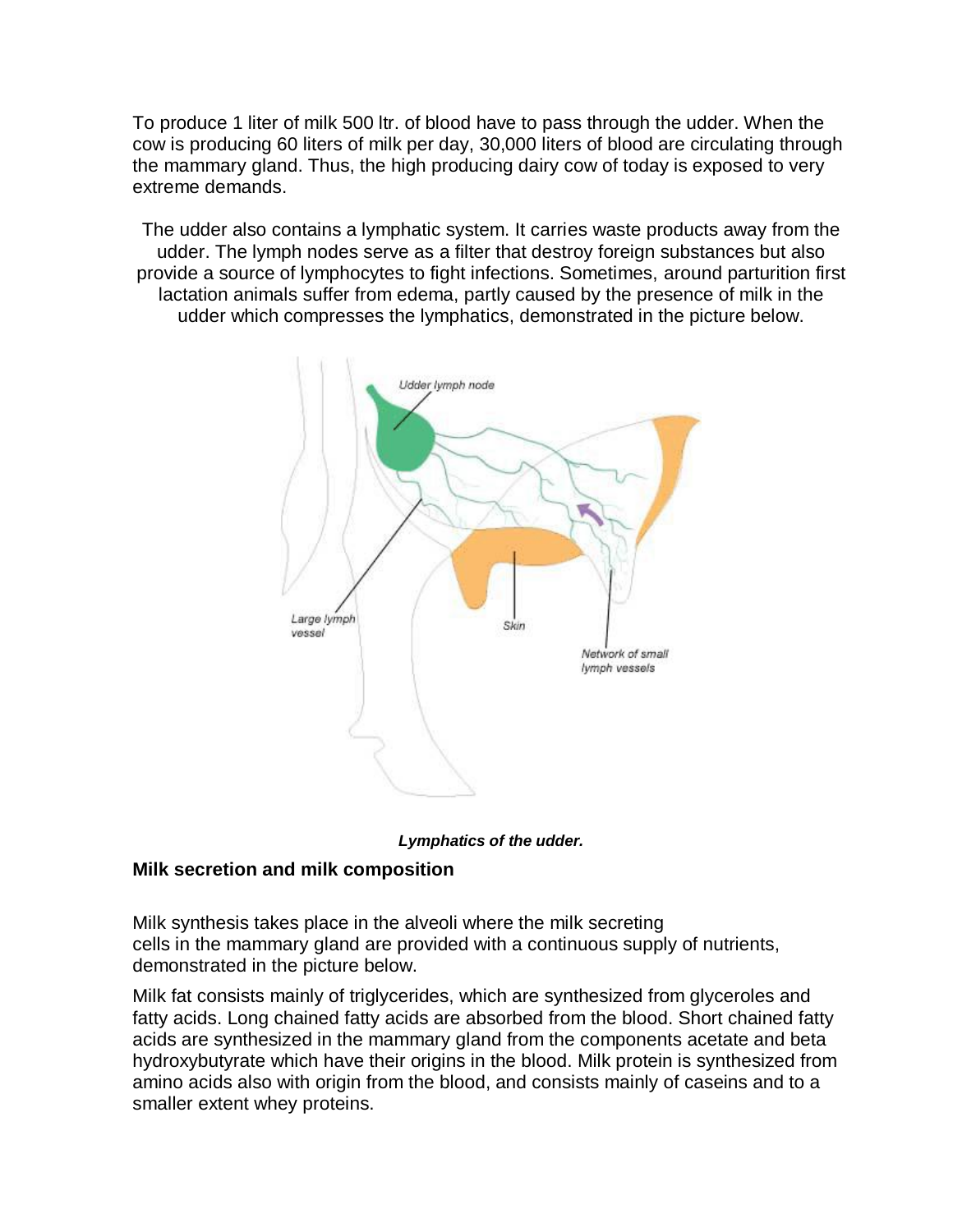To produce 1 liter of milk 500 ltr. of blood have to pass through the udder. When the cow is producing 60 liters of milk per day, 30,000 liters of blood are circulating through the mammary gland. Thus, the high producing dairy cow of today is exposed to very extreme demands.

The udder also contains a lymphatic system. It carries waste products away from the udder. The lymph nodes serve as a filter that destroy foreign substances but also provide a source of lymphocytes to fight infections. Sometimes, around parturition first lactation animals suffer from edema, partly caused by the presence of milk in the udder which compresses the lymphatics, demonstrated in the picture below.

***Lymphatics of the udder.***

## Milk secretion and milk composition

Milk synthesis takes place in the alveoli where the milk secreting cells in the mammary gland are provided with a continuous supply of nutrients, demonstrated in the picture below.

Milk fat consists mainly of triglycerides, which are synthesized from glyceroles and fatty acids. Long chained fatty acids are absorbed from the blood. Short chained fatty acids are synthesized in the mammary gland from the components acetate and beta hydroxybutyrate which have their origins in the blood. Milk protein is synthesized from amino acids also with origin from the blood, and consists mainly of caseins and to a smaller extent whey proteins.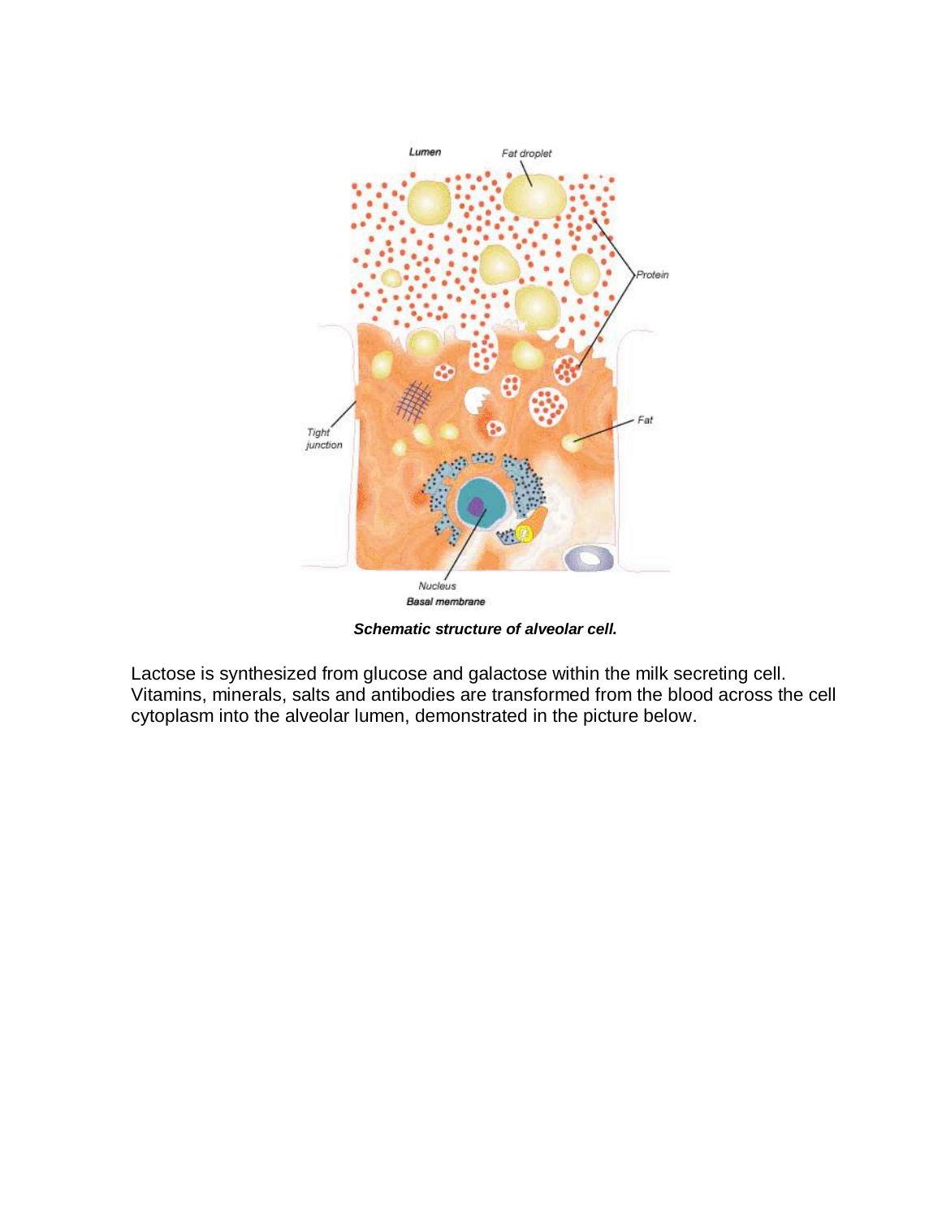***Schematic structure of alveolar cell.***

Lactose is synthesized from glucose and galactose within the milk secreting cell. Vitamins, minerals, salts and antibodies are transformed from the blood across the cell cytoplasm into the alveolar lumen, demonstrated in the picture below.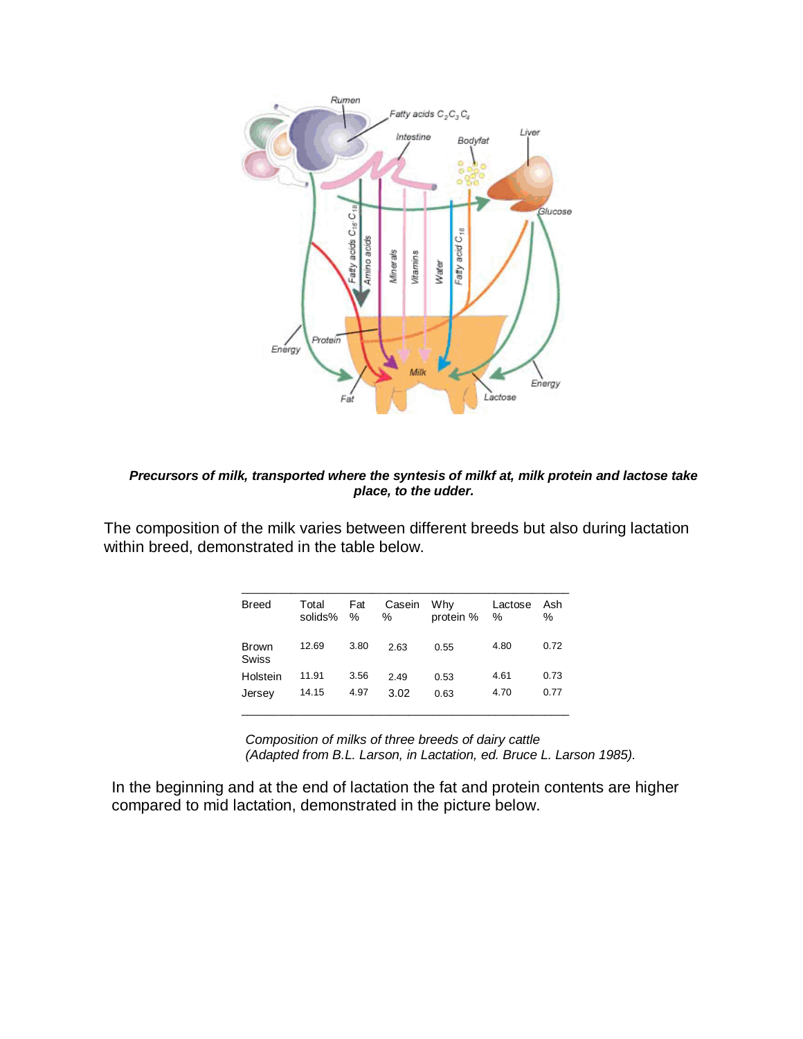***Precursors of milk, transported where the syntesis of milkf at, milk protein and lactose take place, to the udder.***

The composition of the milk varies between different breeds but also during lactation within breed, demonstrated in the table below.

| Breed | Total solids% | Fat % | Casein % | Why protein % | Lactose % | Ash % |
|---|---|---|---|---|---|---|
| Brown Swiss | 12.69 | 3.80 | 2.63 | 0.55 | 4.80 | 0.72 |
| Holstein | 11.91 | 3.56 | 2.49 | 0.53 | 4.61 | 0.73 |
| Jersey | 14.15 | 4.97 | 3.02 | 0.63 | 4.70 | 0.77 |

*Composition of milks of three breeds of dairy cattle*
*(Adapted from B.L. Larson, in Lactation, ed. Bruce L. Larson 1985).*

In the beginning and at the end of lactation the fat and protein contents are higher compared to mid lactation, demonstrated in the picture below.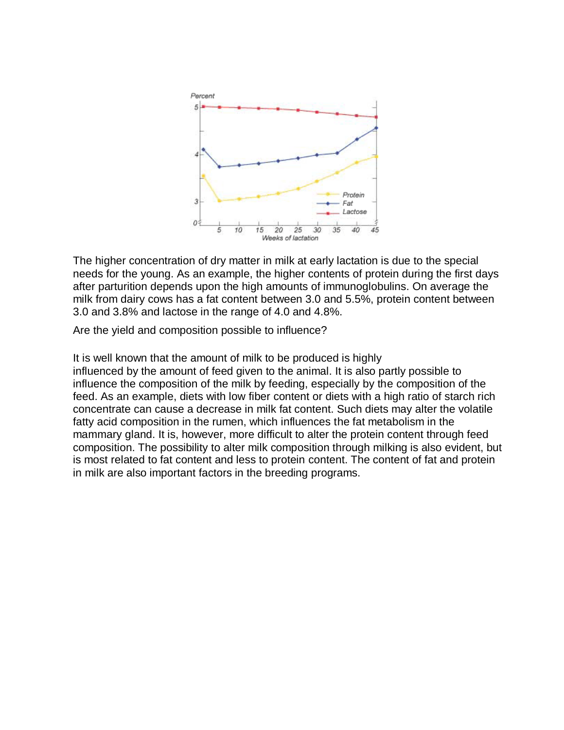Percent

5

4

3

0

5 10 15 20 25 30 35 40 45

Weeks of lactation

Protein

Fat

Lactose

The higher concentration of dry matter in milk at early lactation is due to the special needs for the young. As an example, the higher contents of protein during the first days after parturition depends upon the high amounts of immunoglobulins. On average the milk from dairy cows has a fat content between 3.0 and 5.5%, protein content between 3.0 and 3.8% and lactose in the range of 4.0 and 4.8%.

Are the yield and composition possible to influence?

It is well known that the amount of milk to be produced is highly influenced by the amount of feed given to the animal. It is also partly possible to influence the composition of the milk by feeding, especially by the composition of the feed. As an example, diets with low fiber content or diets with a high ratio of starch rich concentrate can cause a decrease in milk fat content. Such diets may alter the volatile fatty acid composition in the rumen, which influences the fat metabolism in the mammary gland. It is, however, more difficult to alter the protein content through feed composition. The possibility to alter milk composition through milking is also evident, but is most related to fat content and less to protein content. The content of fat and protein in milk are also important factors in the breeding programs.